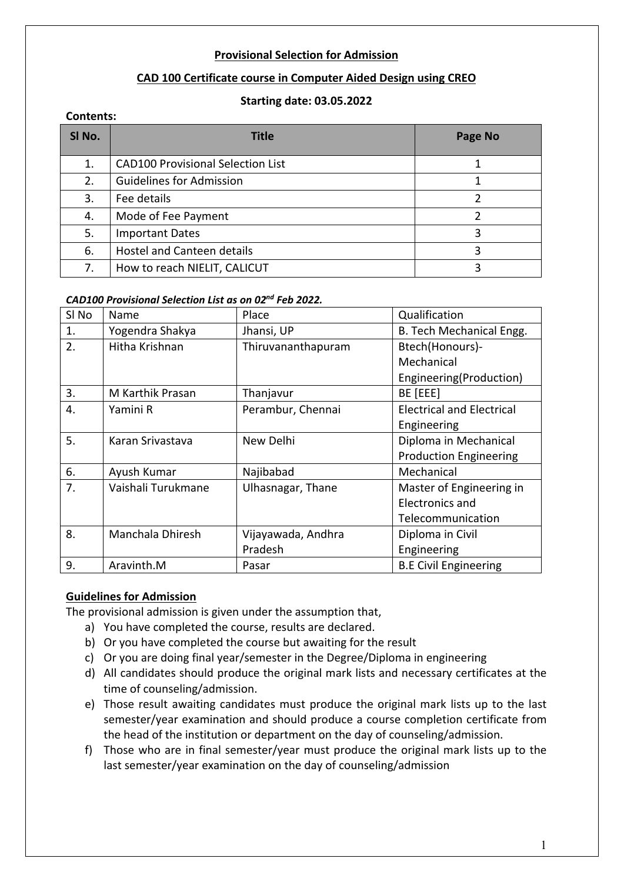**Provisional Selection for Admission**

**CAD 100 Certificate course in Computer Aided Design using CREO**

**Starting date: 03.05.2022**

**Contents:**

| Sl No. | Title | Page No |
|---|---|---|
| 1. | CAD100 Provisional Selection List | 1 |
| 2. | Guidelines for Admission | 1 |
| 3. | Fee details | 2 |
| 4. | Mode of Fee Payment | 2 |
| 5. | Important Dates | 3 |
| 6. | Hostel and Canteen details | 3 |
| 7. | How to reach NIELIT, CALICUT | 3 |

***CAD100 Provisional Selection List as on 02nd Feb 2022.***

| Sl No | Name | Place | Qualification |
|---|---|---|---|
| 1. | Yogendra Shakya | Jhansi, UP | B. Tech Mechanical Engg. |
| 2. | Hitha Krishnan | Thiruvananthapuram | Btech(Honours)- Mechanical Engineering(Production) |
| 3. | M Karthik Prasan | Thanjavur | BE [EEE] |
| 4. | Yamini R | Perambur, Chennai | Electrical and Electrical Engineering |
| 5. | Karan Srivastava | New Delhi | Diploma in Mechanical Production Engineering |
| 6. | Ayush Kumar | Najibabad | Mechanical |
| 7. | Vaishali Turukmane | Ulhasnagar, Thane | Master of Engineering in Electronics and Telecommunication |
| 8. | Manchala Dhiresh | Vijayawada, Andhra Pradesh | Diploma in Civil Engineering |
| 9. | Aravinth.M | Pasar | B.E Civil Engineering |

**Guidelines for Admission**

The provisional admission is given under the assumption that,

a) You have completed the course, results are declared.
b) Or you have completed the course but awaiting for the result
c) Or you are doing final year/semester in the Degree/Diploma in engineering
d) All candidates should produce the original mark lists and necessary certificates at the time of counseling/admission.
e) Those result awaiting candidates must produce the original mark lists up to the last semester/year examination and should produce a course completion certificate from the head of the institution or department on the day of counseling/admission.
f) Those who are in final semester/year must produce the original mark lists up to the last semester/year examination on the day of counseling/admission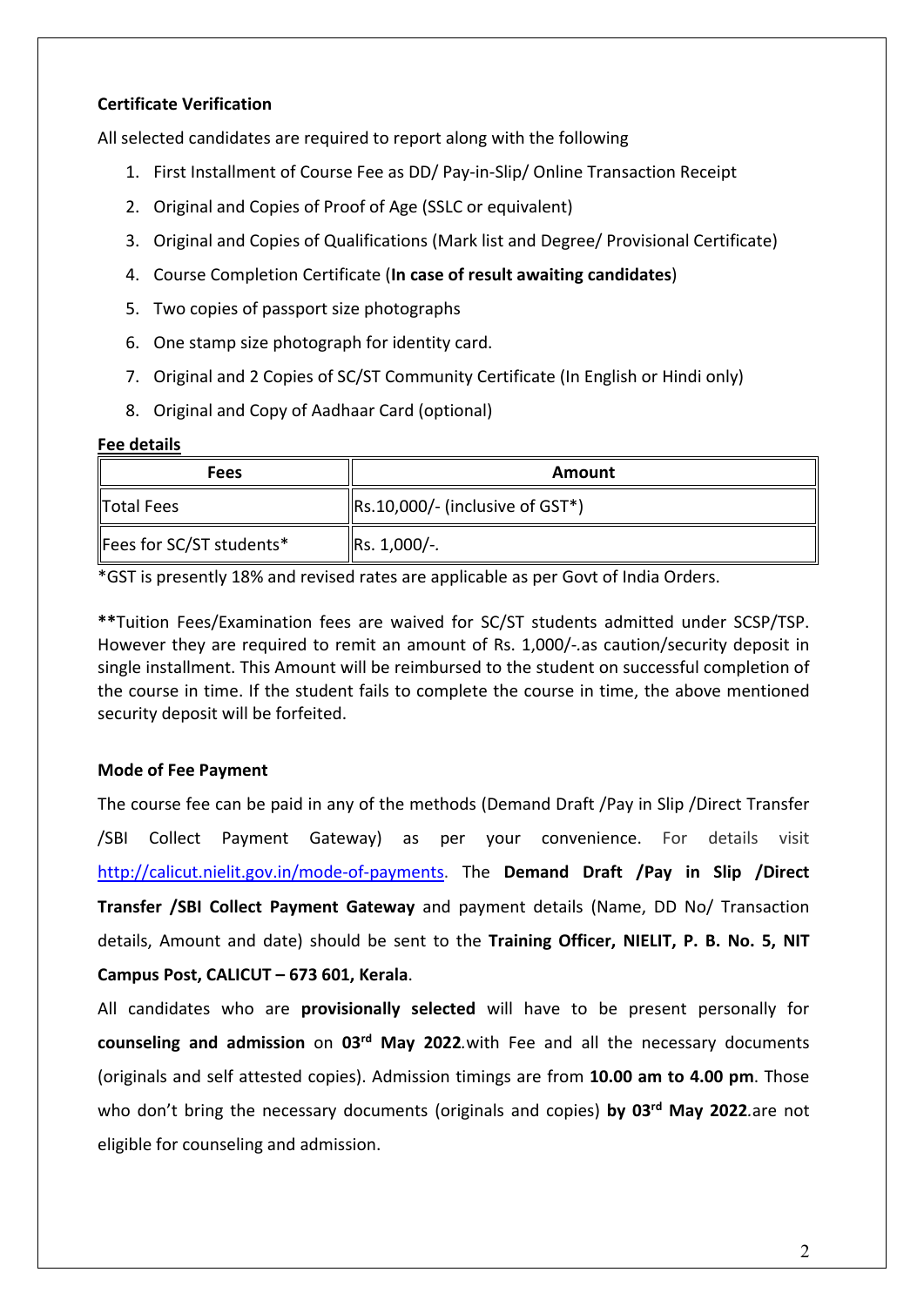**Certificate Verification**

All selected candidates are required to report along with the following

1. First Installment of Course Fee as DD/ Pay-in-Slip/ Online Transaction Receipt
2. Original and Copies of Proof of Age (SSLC or equivalent)
3. Original and Copies of Qualifications (Mark list and Degree/ Provisional Certificate)
4. Course Completion Certificate (**In case of result awaiting candidates**)
5. Two copies of passport size photographs
6. One stamp size photograph for identity card.
7. Original and 2 Copies of SC/ST Community Certificate (In English or Hindi only)
8. Original and Copy of Aadhaar Card (optional)

**Fee details**

| Fees | Amount |
|---|---|
| Total Fees | Rs.10,000/- (inclusive of GST*) |
| Fees for SC/ST students* | Rs. 1,000/-. |

*GST is presently 18% and revised rates are applicable as per Govt of India Orders.

**Tuition Fees/Examination fees are waived for SC/ST students admitted under SCSP/TSP. However they are required to remit an amount of Rs. 1,000/-.as caution/security deposit in single installment. This Amount will be reimbursed to the student on successful completion of the course in time. If the student fails to complete the course in time, the above mentioned security deposit will be forfeited.

**Mode of Fee Payment**

The course fee can be paid in any of the methods (Demand Draft /Pay in Slip /Direct Transfer /SBI Collect Payment Gateway) as per your convenience. For details visit http://calicut.nielit.gov.in/mode-of-payments. The **Demand Draft /Pay in Slip /Direct Transfer /SBI Collect Payment Gateway** and payment details (Name, DD No/ Transaction details, Amount and date) should be sent to the **Training Officer, NIELIT, P. B. No. 5, NIT Campus Post, CALICUT – 673 601, Kerala**.

All candidates who are **provisionally selected** will have to be present personally for **counseling and admission** on **03rd May 2022**.with Fee and all the necessary documents (originals and self attested copies). Admission timings are from **10.00 am to 4.00 pm**. Those who don't bring the necessary documents (originals and copies) **by 03rd May 2022**.are not eligible for counseling and admission.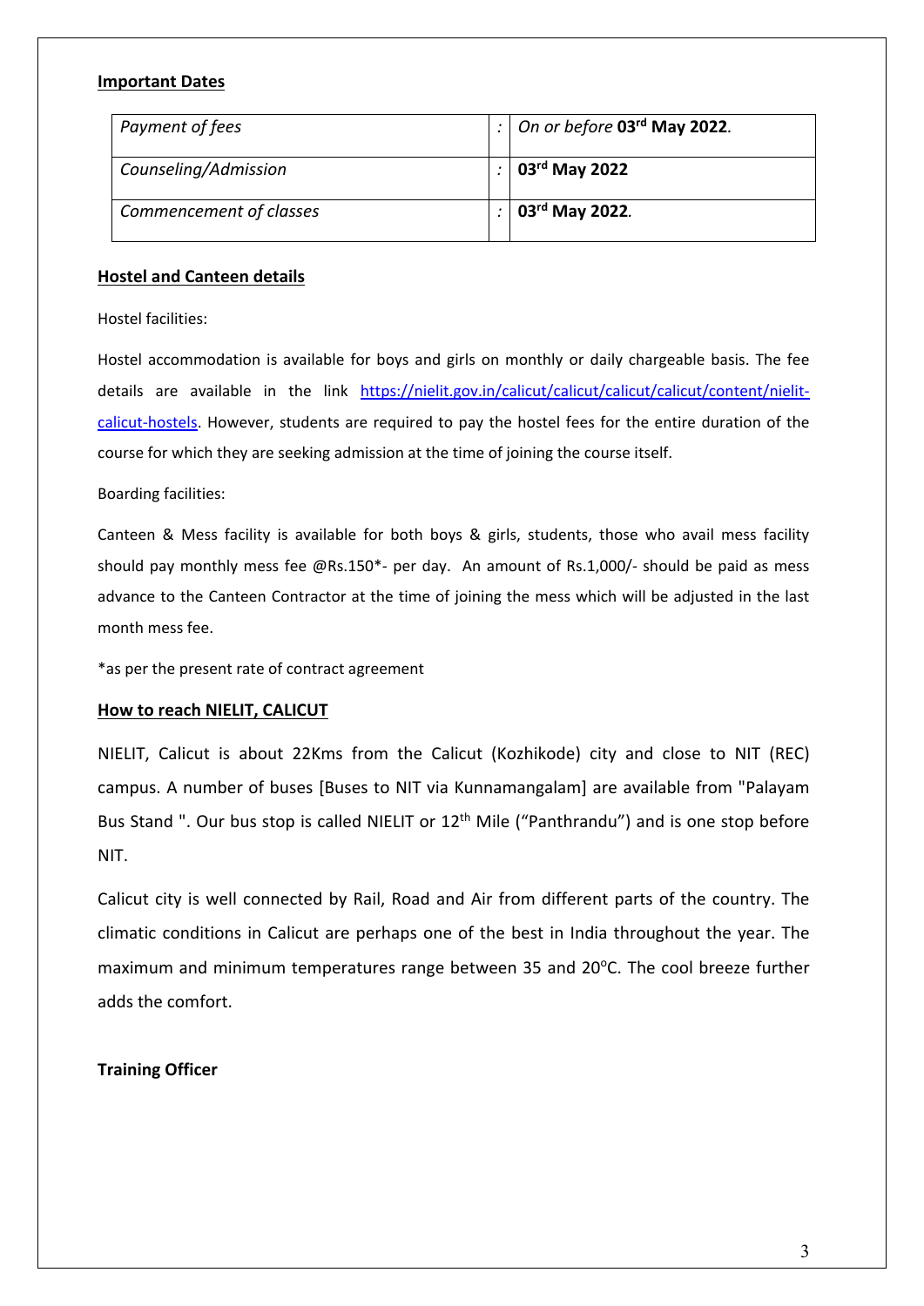## Important Dates

| | | |
|---|---|---|
| *Payment of fees* | : | *On or before* **03rd May 2022**. |
| *Counseling/Admission* | : | **03rd May 2022** |
| *Commencement of classes* | : | **03rd May 2022**. |

## Hostel and Canteen details

Hostel facilities:

Hostel accommodation is available for boys and girls on monthly or daily chargeable basis. The fee details are available in the link [https://nielit.gov.in/calicut/calicut/calicut/calicut/content/nielit-calicut-hostels](https://nielit.gov.in/calicut/calicut/calicut/calicut/content/nielit-calicut-hostels). However, students are required to pay the hostel fees for the entire duration of the course for which they are seeking admission at the time of joining the course itself.

Boarding facilities:

Canteen & Mess facility is available for both boys & girls, students, those who avail mess facility should pay monthly mess fee @Rs.150*- per day. An amount of Rs.1,000/- should be paid as mess advance to the Canteen Contractor at the time of joining the mess which will be adjusted in the last month mess fee.

*as per the present rate of contract agreement

## How to reach NIELIT, CALICUT

NIELIT, Calicut is about 22Kms from the Calicut (Kozhikode) city and close to NIT (REC) campus. A number of buses [Buses to NIT via Kunnamangalam] are available from "Palayam Bus Stand ". Our bus stop is called NIELIT or 12th Mile ("Panthrandu") and is one stop before NIT.

Calicut city is well connected by Rail, Road and Air from different parts of the country. The climatic conditions in Calicut are perhaps one of the best in India throughout the year. The maximum and minimum temperatures range between 35 and 20°C. The cool breeze further adds the comfort.

**Training Officer**